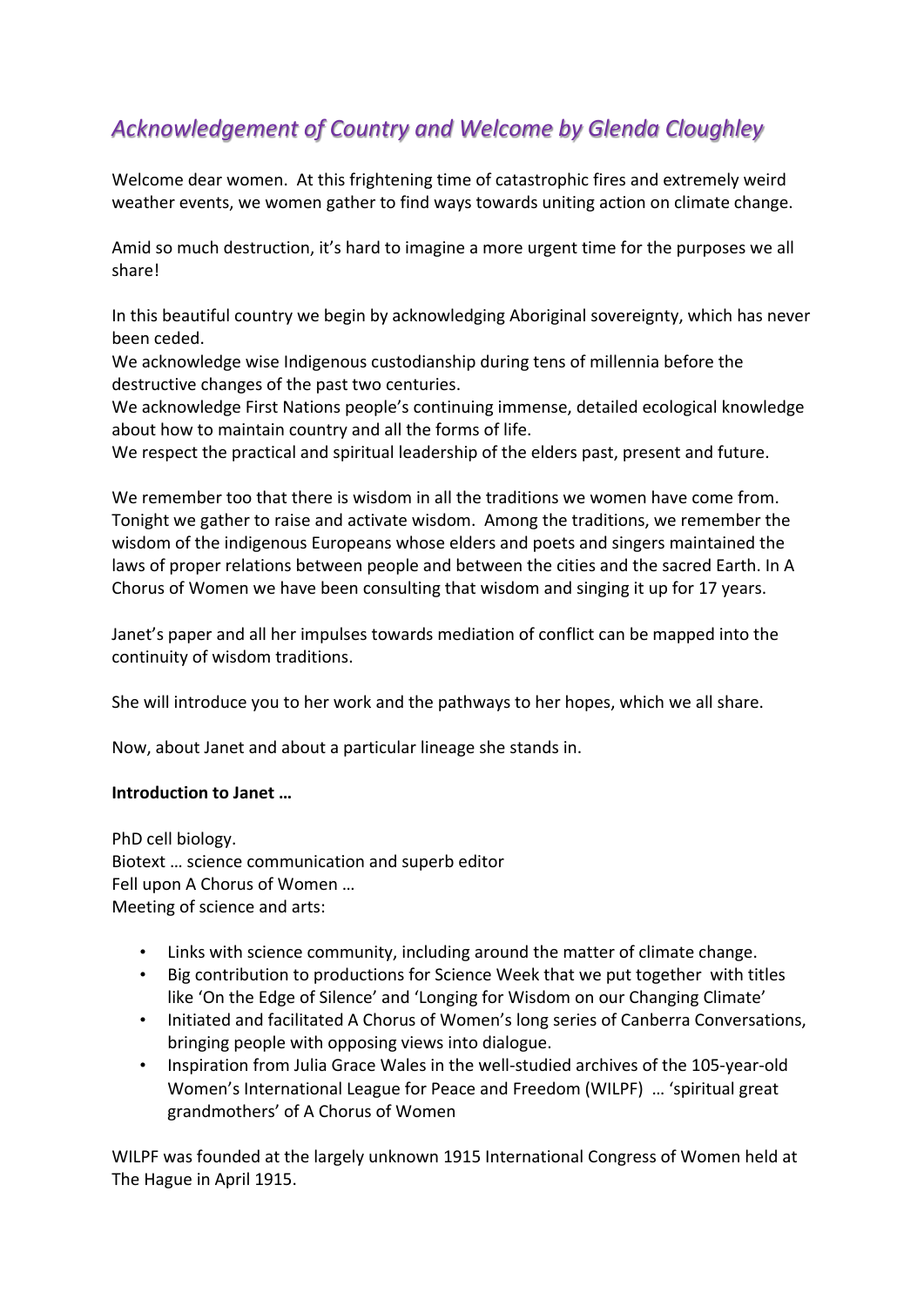# *Acknowledgement of Country and Welcome by Glenda Cloughley*

Welcome dear women. At this frightening time of catastrophic fires and extremely weird weather events, we women gather to find ways towards uniting action on climate change.

Amid so much destruction, it's hard to imagine a more urgent time for the purposes we all share!

In this beautiful country we begin by acknowledging Aboriginal sovereignty, which has never been ceded.
We acknowledge wise Indigenous custodianship during tens of millennia before the destructive changes of the past two centuries.
We acknowledge First Nations people's continuing immense, detailed ecological knowledge about how to maintain country and all the forms of life.
We respect the practical and spiritual leadership of the elders past, present and future.

We remember too that there is wisdom in all the traditions we women have come from. Tonight we gather to raise and activate wisdom. Among the traditions, we remember the wisdom of the indigenous Europeans whose elders and poets and singers maintained the laws of proper relations between people and between the cities and the sacred Earth. In A Chorus of Women we have been consulting that wisdom and singing it up for 17 years.

Janet's paper and all her impulses towards mediation of conflict can be mapped into the continuity of wisdom traditions.

She will introduce you to her work and the pathways to her hopes, which we all share.

Now, about Janet and about a particular lineage she stands in.

**Introduction to Janet …**

PhD cell biology.
Biotext … science communication and superb editor
Fell upon A Chorus of Women …
Meeting of science and arts:

- Links with science community, including around the matter of climate change.
- Big contribution to productions for Science Week that we put together with titles like 'On the Edge of Silence' and 'Longing for Wisdom on our Changing Climate'
- Initiated and facilitated A Chorus of Women's long series of Canberra Conversations, bringing people with opposing views into dialogue.
- Inspiration from Julia Grace Wales in the well-studied archives of the 105-year-old Women's International League for Peace and Freedom (WILPF) … 'spiritual great grandmothers' of A Chorus of Women

WILPF was founded at the largely unknown 1915 International Congress of Women held at The Hague in April 1915.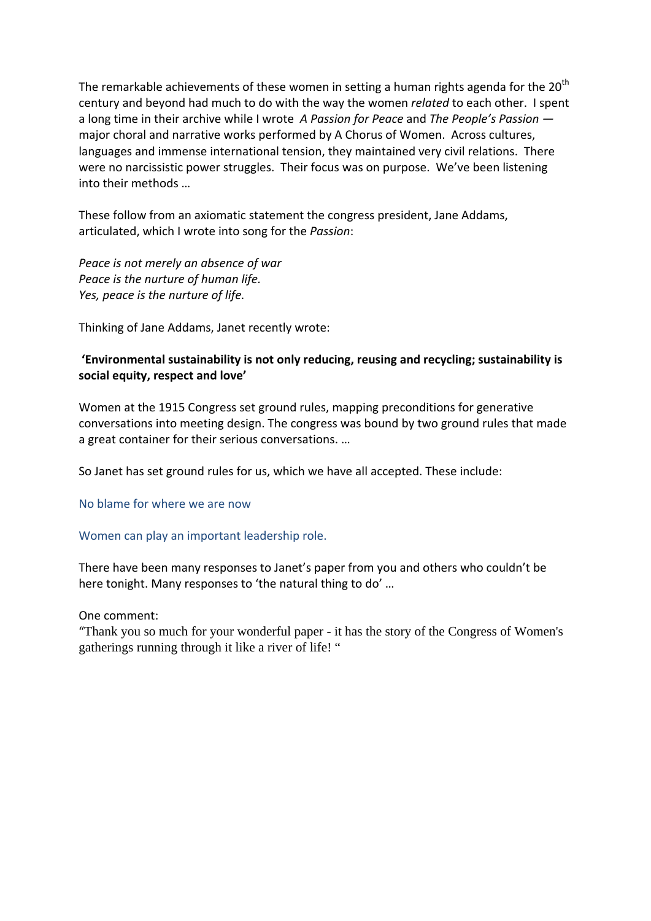The remarkable achievements of these women in setting a human rights agenda for the 20th century and beyond had much to do with the way the women *related* to each other. I spent a long time in their archive while I wrote *A Passion for Peace* and *The People's Passion* — major choral and narrative works performed by A Chorus of Women. Across cultures, languages and immense international tension, they maintained very civil relations. There were no narcissistic power struggles. Their focus was on purpose. We've been listening into their methods …

These follow from an axiomatic statement the congress president, Jane Addams, articulated, which I wrote into song for the *Passion*:

*Peace is not merely an absence of war*
*Peace is the nurture of human life.*
*Yes, peace is the nurture of life.*

Thinking of Jane Addams, Janet recently wrote:

**'Environmental sustainability is not only reducing, reusing and recycling; sustainability is social equity, respect and love'**

Women at the 1915 Congress set ground rules, mapping preconditions for generative conversations into meeting design. The congress was bound by two ground rules that made a great container for their serious conversations. …

So Janet has set ground rules for us, which we have all accepted. These include:

No blame for where we are now

Women can play an important leadership role.

There have been many responses to Janet's paper from you and others who couldn't be here tonight. Many responses to 'the natural thing to do' …

One comment:
"Thank you so much for your wonderful paper - it has the story of the Congress of Women's gatherings running through it like a river of life! "